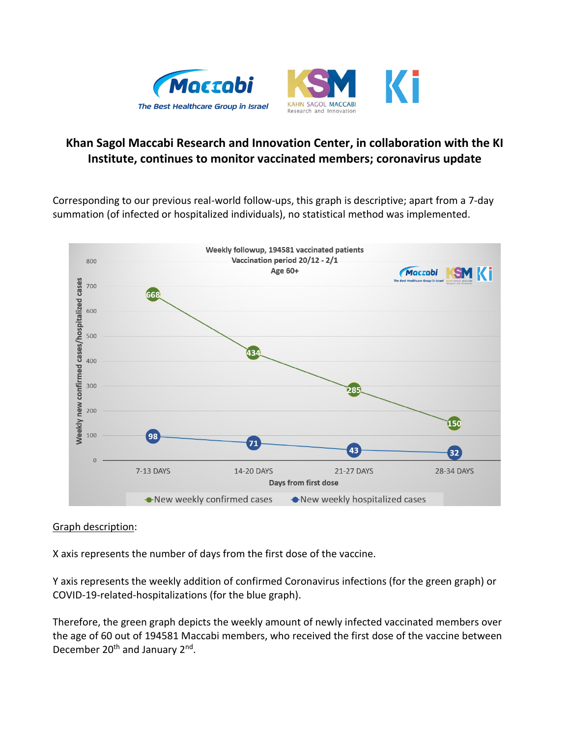# Khan Sagol Maccabi Research and Innovation Center, in collaboration with the KI Institute, continues to monitor vaccinated members; coronavirus update

Corresponding to our previous real-world follow-ups, this graph is descriptive; apart from a 7-day summation (of infected or hospitalized individuals), no statistical method was implemented.

**Weekly followup, 194581 vaccinated patients**
**Vaccination period 20/12 - 2/1**
**Age 60+**

| Days from first dose | New weekly confirmed cases | New weekly hospitalized cases |
| --- | --- | --- |
| 7-13 DAYS | 668 | 98 |
| 14-20 DAYS | 434 | 71 |
| 21-27 DAYS | 285 | 43 |
| 28-34 DAYS | 150 | 32 |

<u>Graph description</u>:

X axis represents the number of days from the first dose of the vaccine.

Y axis represents the weekly addition of confirmed Coronavirus infections (for the green graph) or COVID-19-related-hospitalizations (for the blue graph).

Therefore, the green graph depicts the weekly amount of newly infected vaccinated members over the age of 60 out of 194581 Maccabi members, who received the first dose of the vaccine between December 20th and January 2nd.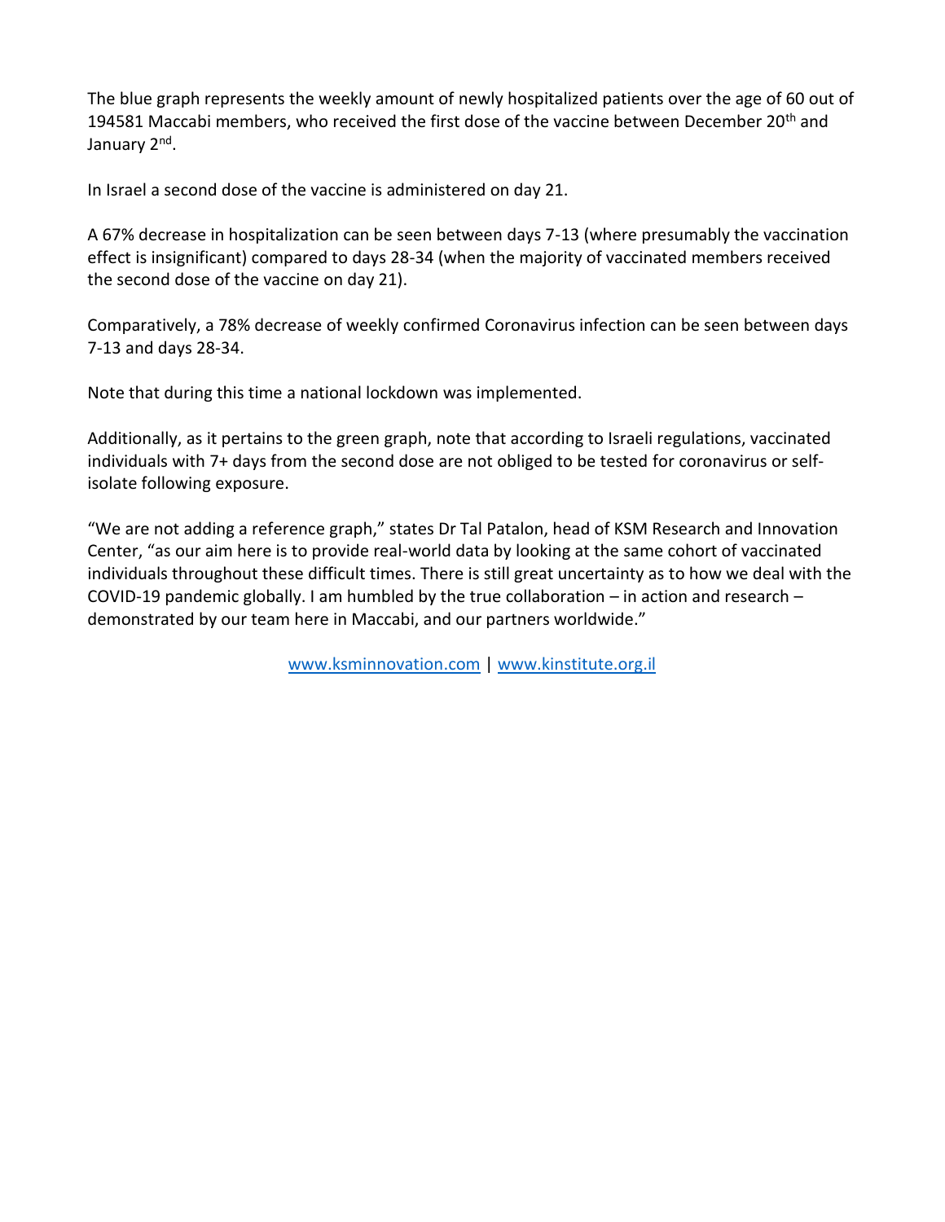The blue graph represents the weekly amount of newly hospitalized patients over the age of 60 out of 194581 Maccabi members, who received the first dose of the vaccine between December 20th and January 2nd.

In Israel a second dose of the vaccine is administered on day 21.

A 67% decrease in hospitalization can be seen between days 7-13 (where presumably the vaccination effect is insignificant) compared to days 28-34 (when the majority of vaccinated members received the second dose of the vaccine on day 21).

Comparatively, a 78% decrease of weekly confirmed Coronavirus infection can be seen between days 7-13 and days 28-34.

Note that during this time a national lockdown was implemented.

Additionally, as it pertains to the green graph, note that according to Israeli regulations, vaccinated individuals with 7+ days from the second dose are not obliged to be tested for coronavirus or self-isolate following exposure.

"We are not adding a reference graph," states Dr Tal Patalon, head of KSM Research and Innovation Center, "as our aim here is to provide real-world data by looking at the same cohort of vaccinated individuals throughout these difficult times. There is still great uncertainty as to how we deal with the COVID-19 pandemic globally. I am humbled by the true collaboration – in action and research – demonstrated by our team here in Maccabi, and our partners worldwide."

www.ksminnovation.com | www.kinstitute.org.il